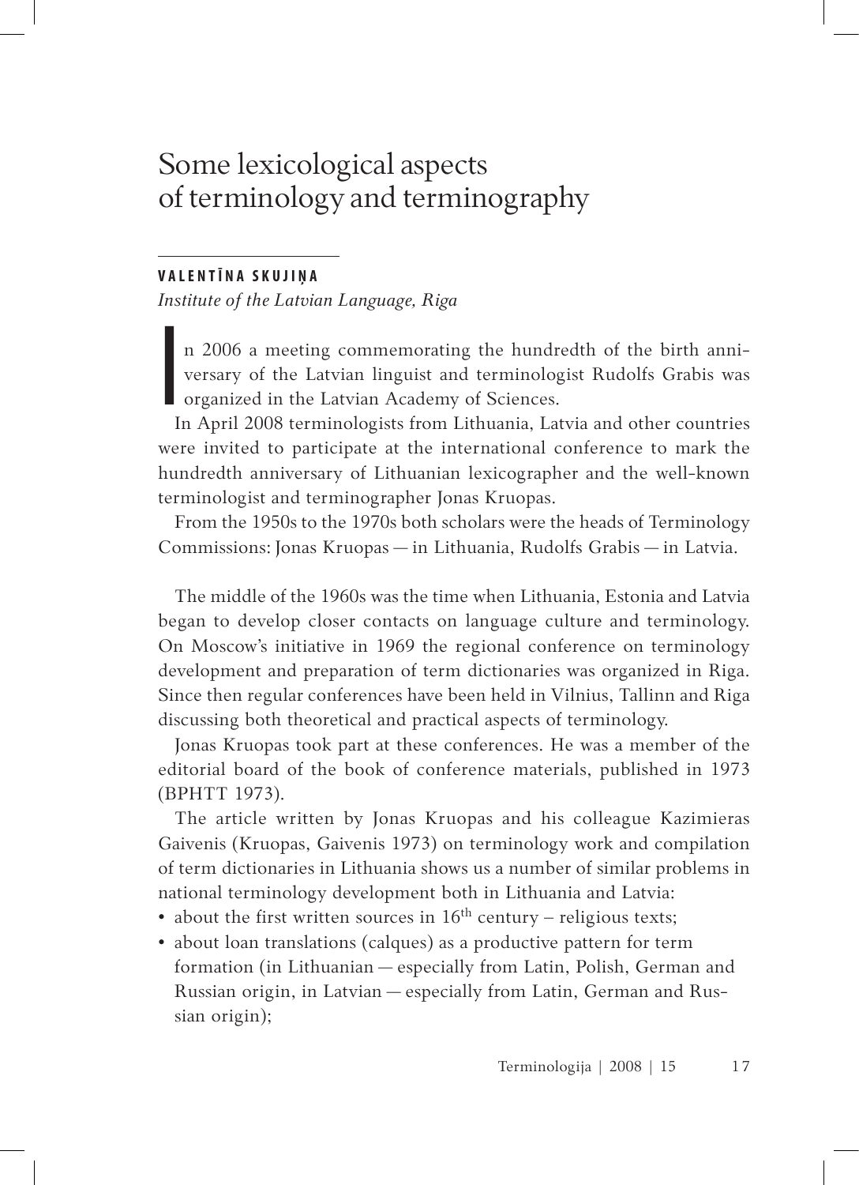# Some lexicological aspects of terminology and terminography

**VALENTĪNA SKUJIŅA**

*Institute of the Latvian Language, Riga*

In 2006 a meeting commemorating the hundredth of the birth anniversary of the Latvian linguist and terminologist Rudolfs Grabis was organized in the Latvian Academy of Sciences.

In April 2008 terminologists from Lithuania, Latvia and other countries were invited to participate at the international conference to mark the hundredth anniversary of Lithuanian lexicographer and the well-known terminologist and terminographer Jonas Kruopas.

From the 1950s to the 1970s both scholars were the heads of Terminology Commissions: Jonas Kruopas — in Lithuania, Rudolfs Grabis — in Latvia.

The middle of the 1960s was the time when Lithuania, Estonia and Latvia began to develop closer contacts on language culture and terminology. On Moscow's initiative in 1969 the regional conference on terminology development and preparation of term dictionaries was organized in Riga. Since then regular conferences have been held in Vilnius, Tallinn and Riga discussing both theoretical and practical aspects of terminology.

Jonas Kruopas took part at these conferences. He was a member of the editorial board of the book of conference materials, published in 1973 (BPHTT 1973).

The article written by Jonas Kruopas and his colleague Kazimieras Gaivenis (Kruopas, Gaivenis 1973) on terminology work and compilation of term dictionaries in Lithuania shows us a number of similar problems in national terminology development both in Lithuania and Latvia:

- about the first written sources in 16$^{th}$ century – religious texts;
- about loan translations (calques) as a productive pattern for term formation (in Lithuanian — especially from Latin, Polish, German and Russian origin, in Latvian — especially from Latin, German and Russian origin);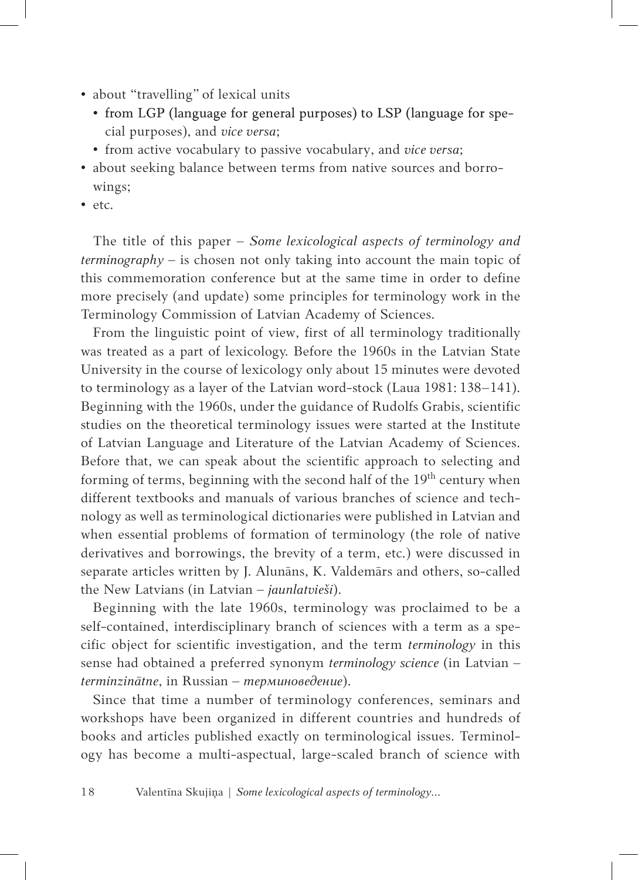- about "travelling" of lexical units
  - from LGP (language for general purposes) to LSP (language for special purposes), and *vice versa*;
  - from active vocabulary to passive vocabulary, and *vice versa*;
- about seeking balance between terms from native sources and borrowings;
- etc.

The title of this paper – *Some lexicological aspects of terminology and terminography* – is chosen not only taking into account the main topic of this commemoration conference but at the same time in order to define more precisely (and update) some principles for terminology work in the Terminology Commission of Latvian Academy of Sciences.

From the linguistic point of view, first of all terminology traditionally was treated as a part of lexicology. Before the 1960s in the Latvian State University in the course of lexicology only about 15 minutes were devoted to terminology as a layer of the Latvian word-stock (Laua 1981: 138–141). Beginning with the 1960s, under the guidance of Rudolfs Grabis, scientific studies on the theoretical terminology issues were started at the Institute of Latvian Language and Literature of the Latvian Academy of Sciences. Before that, we can speak about the scientific approach to selecting and forming of terms, beginning with the second half of the 19th century when different textbooks and manuals of various branches of science and technology as well as terminological dictionaries were published in Latvian and when essential problems of formation of terminology (the role of native derivatives and borrowings, the brevity of a term, etc.) were discussed in separate articles written by J. Alunāns, K. Valdemārs and others, so-called the New Latvians (in Latvian – *jaunlatvieši*).

Beginning with the late 1960s, terminology was proclaimed to be a self-contained, interdisciplinary branch of sciences with a term as a specific object for scientific investigation, and the term *terminology* in this sense had obtained a preferred synonym *terminology science* (in Latvian – *terminzinātne*, in Russian – *терминоведение*).

Since that time a number of terminology conferences, seminars and workshops have been organized in different countries and hundreds of books and articles published exactly on terminological issues. Terminology has become a multi-aspectual, large-scaled branch of science with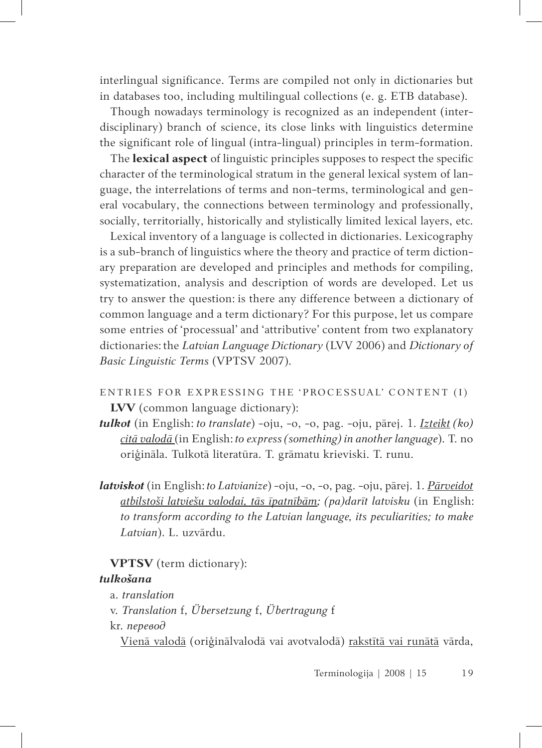interlingual significance. Terms are compiled not only in dictionaries but in databases too, including multilingual collections (e. g. ETB database).

Though nowadays terminology is recognized as an independent (interdisciplinary) branch of science, its close links with linguistics determine the significant role of lingual (intra-lingual) principles in term-formation.

The **lexical aspect** of linguistic principles supposes to respect the specific character of the terminological stratum in the general lexical system of language, the interrelations of terms and non-terms, terminological and general vocabulary, the connections between terminology and professionally, socially, territorially, historically and stylistically limited lexical layers, etc.

Lexical inventory of a language is collected in dictionaries. Lexicography is a sub-branch of linguistics where the theory and practice of term dictionary preparation are developed and principles and methods for compiling, systematization, analysis and description of words are developed. Let us try to answer the question: is there any difference between a dictionary of common language and a term dictionary? For this purpose, let us compare some entries of 'processual' and 'attributive' content from two explanatory dictionaries: the *Latvian Language Dictionary* (LVV 2006) and *Dictionary of Basic Linguistic Terms* (VPTSV 2007).

ENTRIES FOR EXPRESSING THE 'PROCESSUAL' CONTENT (I)

**LVV** (common language dictionary):

***tulkot*** (in English: *to translate*) -oju, -o, -o, pag. -oju, pārej. 1. <u>*Izteikt*</u> *(ko)* <u>*citā valodā*</u> (in English: *to express (something) in another language*). T. no oriģināla. Tulkotā literatūra. T. grāmatu krieviski. T. runu.

***latviskot*** (in English: *to Latvianize*) -oju, -o, -o, pag. -oju, pārej. 1. <u>*Pārveidot atbilstoši latviešu valodai, tās īpatnībām;*</u> *(pa)darīt latvisku* (in English: *to transform according to the Latvian language, its peculiarities; to make Latvian*). L. uzvārdu.

**VPTSV** (term dictionary):

***tulkošana***

a. *translation*

v. *Translation* f, *Übersetzung* f, *Übertragung* f

kr. *перевод*

<u>Vienā valodā</u> (oriģinālvalodā vai avotvalodā) <u>rakstītā vai runātā</u> vārda,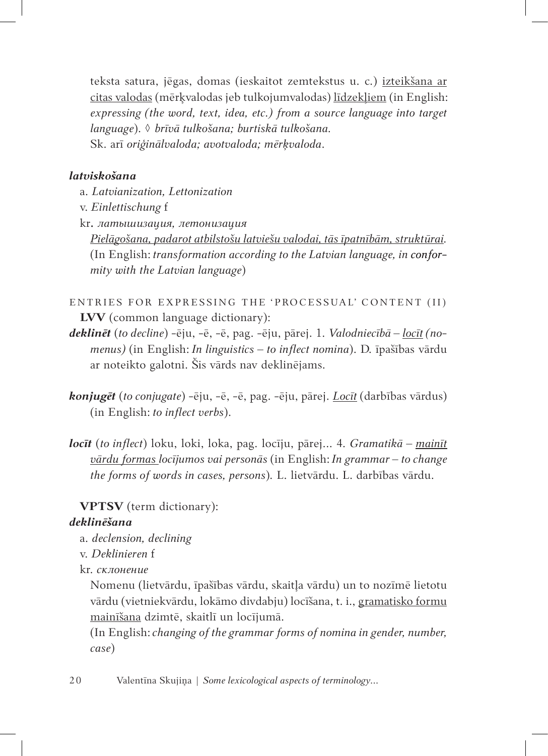teksta satura, jēgas, domas (ieskaitot zemtekstus u. c.) <u>izteikšana ar citas valodas</u> (mērķvalodas jeb tulkojumvalodas) <u>līdzekļiem</u> (in English: *expressing (the word, text, idea, etc.) from a source language into target language*). ◊ *brīvā tulkošana; burtiskā tulkošana.*
Sk. arī *oriģinālvaloda; avotvaloda; mērķvaloda*.

***latviskošana***

a. *Latvianization, Lettonization*
v. *Einlettischung* f
kr. *латышизация, летонизация*
*<u>Pielāgošana, padarot atbilstošu latviešu valodai, tās īpatnībām, struktūrai.</u>*
(In English: *transformation according to the Latvian language, in conformity with the Latvian language*)

ENTRIES FOR EXPRESSING THE 'PROCESSUAL' CONTENT (II)
**LVV** (common language dictionary):

***deklinēt*** (*to decline*) -ēju, -ē, -ē, pag. -ēju, pārej. 1. *Valodniecībā – <u>locīt</u> (nomenus)* (in English: *In linguistics – to inflect nomina*). D. īpašības vārdu ar noteikto galotni. Šis vārds nav deklinējams.

***konjugēt*** (*to conjugate*) -ēju, -ē, -ē, pag. -ēju, pārej. *<u>Locīt</u>* (darbības vārdus) (in English: *to inflect verbs*).

***locīt*** (*to inflect*) loku, loki, loka, pag. locīju, pārej... 4. *Gramatikā – <u>mainīt vārdu formas</u> locījumos vai personās* (in English: *In grammar – to change the forms of words in cases, persons*). L. lietvārdu. L. darbības vārdu.

**VPTSV** (term dictionary):

***deklinēšana***

a. *declension, declining*
v. *Deklinieren* f
kr. *склонение*
Nomenu (lietvārdu, īpašības vārdu, skaitļa vārdu) un to nozīmē lietotu vārdu (vietniekvārdu, lokāmo divdabju) locīšana, t. i., <u>gramatisko formu mainīšana</u> dzimtē, skaitlī un locījumā.
(In English: *changing of the grammar forms of nomina in gender, number, case*)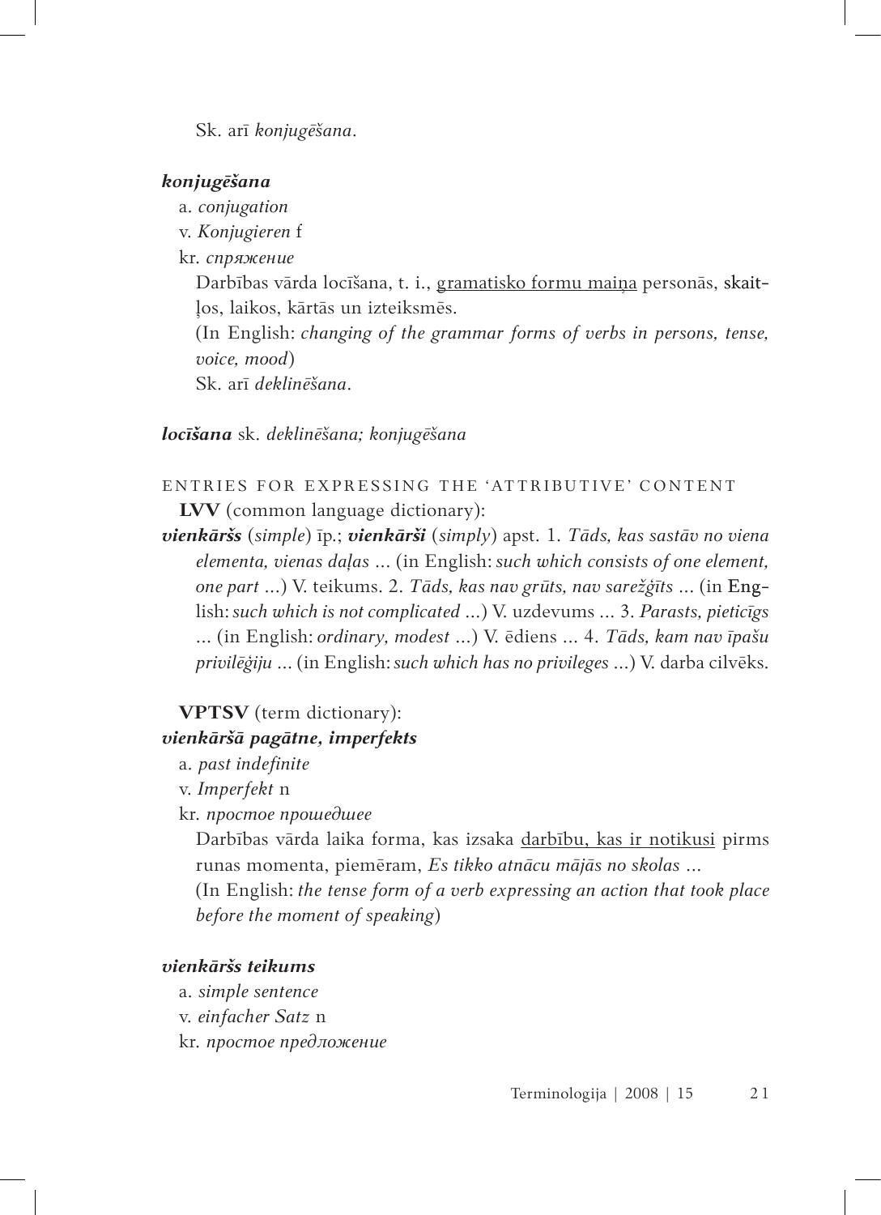Sk. arī *konjugēšana*.

***konjugēšana***

a. *conjugation*

v. *Konjugieren* f

kr. *спряжение*

Darbības vārda locīšana, t. i., <u>gramatisko formu maiņa</u> personās, skaitļos, laikos, kārtās un izteiksmēs.

(In English: *changing of the grammar forms of verbs in persons, tense, voice, mood*)

Sk. arī *deklinēšana*.

***locīšana*** sk. *deklinēšana; konjugēšana*

ENTRIES FOR EXPRESSING THE 'ATTRIBUTIVE' CONTENT

**LVV** (common language dictionary):

***vienkāršs*** (*simple*) īp.; ***vienkārši*** (*simply*) apst. 1. *Tāds, kas sastāv no viena elementa, vienas daļas ...* (in English: *such which consists of one element, one part ...*) V. teikums. 2. *Tāds, kas nav grūts, nav sarežģīts ...* (in English: *such which is not complicated ...*) V. uzdevums ... 3. *Parasts, pieticīgs ...* (in English: *ordinary, modest ...*) V. ēdiens ... 4. *Tāds, kam nav īpašu privilēģiju ...* (in English: *such which has no privileges ...*) V. darba cilvēks.

**VPTSV** (term dictionary):

***vienkāršā pagātne, imperfekts***

a. *past indefinite*

v. *Imperfekt* n

kr. *простое прошедшее*

Darbības vārda laika forma, kas izsaka <u>darbību, kas ir notikusi</u> pirms runas momenta, piemēram, *Es tikko atnācu mājās no skolas ...*

(In English: *the tense form of a verb expressing an action that took place before the moment of speaking*)

***vienkāršs teikums***

a. *simple sentence*

v. *einfacher Satz* n

kr. *простое предложение*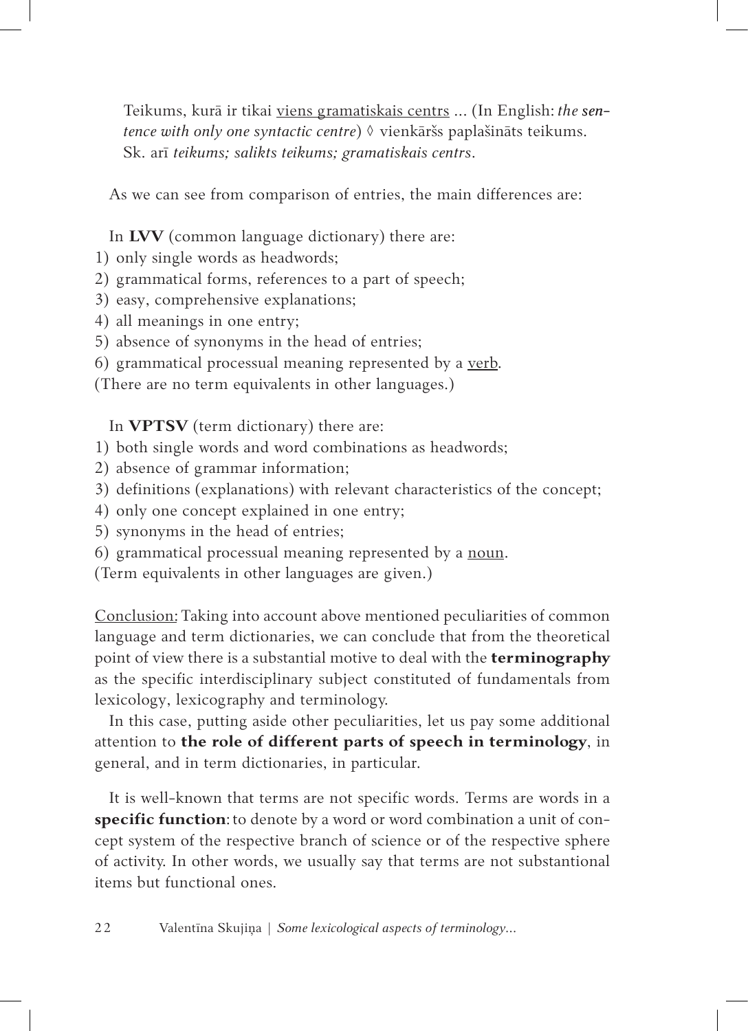Teikums, kurā ir tikai <u>viens gramatiskais centrs</u> ... (In English: *the sentence with only one syntactic centre*) ◊ vienkāršs paplašināts teikums. Sk. arī *teikums; salikts teikums; gramatiskais centrs*.

As we can see from comparison of entries, the main differences are:

In **LVV** (common language dictionary) there are:

1) only single words as headwords;
2) grammatical forms, references to a part of speech;
3) easy, comprehensive explanations;
4) all meanings in one entry;
5) absence of synonyms in the head of entries;
6) grammatical processual meaning represented by a <u>verb</u>.

(There are no term equivalents in other languages.)

In **VPTSV** (term dictionary) there are:

1) both single words and word combinations as headwords;
2) absence of grammar information;
3) definitions (explanations) with relevant characteristics of the concept;
4) only one concept explained in one entry;
5) synonyms in the head of entries;
6) grammatical processual meaning represented by a <u>noun</u>.

(Term equivalents in other languages are given.)

<u>Conclusion:</u> Taking into account above mentioned peculiarities of common language and term dictionaries, we can conclude that from the theoretical point of view there is a substantial motive to deal with the **terminography** as the specific interdisciplinary subject constituted of fundamentals from lexicology, lexicography and terminology.

In this case, putting aside other peculiarities, let us pay some additional attention to **the role of different parts of speech in terminology**, in general, and in term dictionaries, in particular.

It is well-known that terms are not specific words. Terms are words in a **specific function**: to denote by a word or word combination a unit of concept system of the respective branch of science or of the respective sphere of activity. In other words, we usually say that terms are not substantional items but functional ones.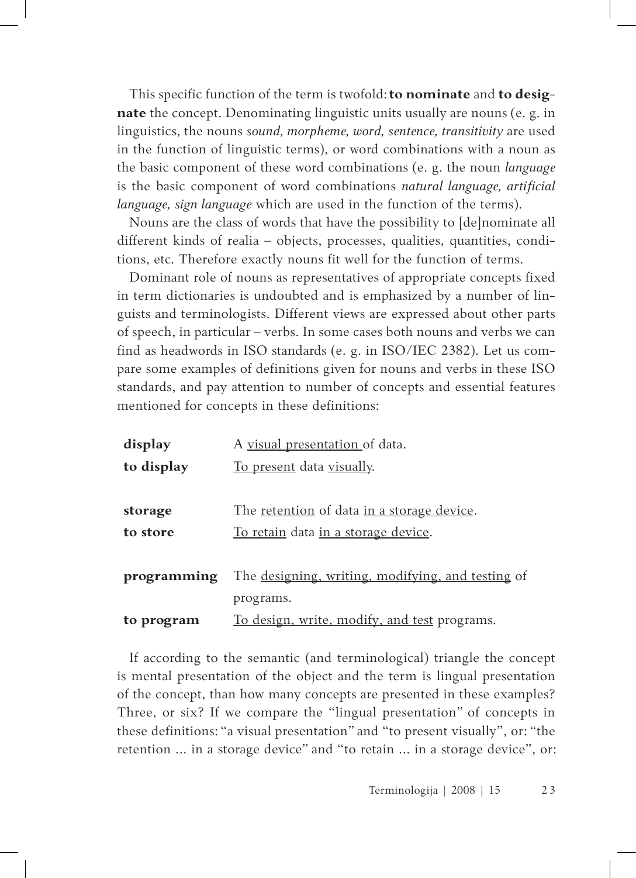This specific function of the term is twofold: **to nominate** and **to designate** the concept. Denominating linguistic units usually are nouns (e. g. in linguistics, the nouns *sound, morpheme, word, sentence, transitivity* are used in the function of linguistic terms), or word combinations with a noun as the basic component of these word combinations (e. g. the noun *language* is the basic component of word combinations *natural language, artificial language, sign language* which are used in the function of the terms).

Nouns are the class of words that have the possibility to [de]nominate all different kinds of realia – objects, processes, qualities, quantities, conditions, etc. Therefore exactly nouns fit well for the function of terms.

Dominant role of nouns as representatives of appropriate concepts fixed in term dictionaries is undoubted and is emphasized by a number of linguists and terminologists. Different views are expressed about other parts of speech, in particular – verbs. In some cases both nouns and verbs we can find as headwords in ISO standards (e. g. in ISO/IEC 2382). Let us compare some examples of definitions given for nouns and verbs in these ISO standards, and pay attention to number of concepts and essential features mentioned for concepts in these definitions:

| | |
|---|---|
| **display** | A <u>visual presentation</u> of data. |
| **to display** | <u>To present</u> data <u>visually</u>. |
| **storage** | The <u>retention</u> of data <u>in a storage device</u>. |
| **to store** | <u>To retain</u> data <u>in a storage device</u>. |
| **programming** | The <u>designing, writing, modifying, and testing</u> of programs. |
| **to program** | <u>To design, write, modify, and test</u> programs. |

If according to the semantic (and terminological) triangle the concept is mental presentation of the object and the term is lingual presentation of the concept, than how many concepts are presented in these examples? Three, or six? If we compare the "lingual presentation" of concepts in these definitions: "a visual presentation" and "to present visually", or: "the retention ... in a storage device" and "to retain ... in a storage device", or: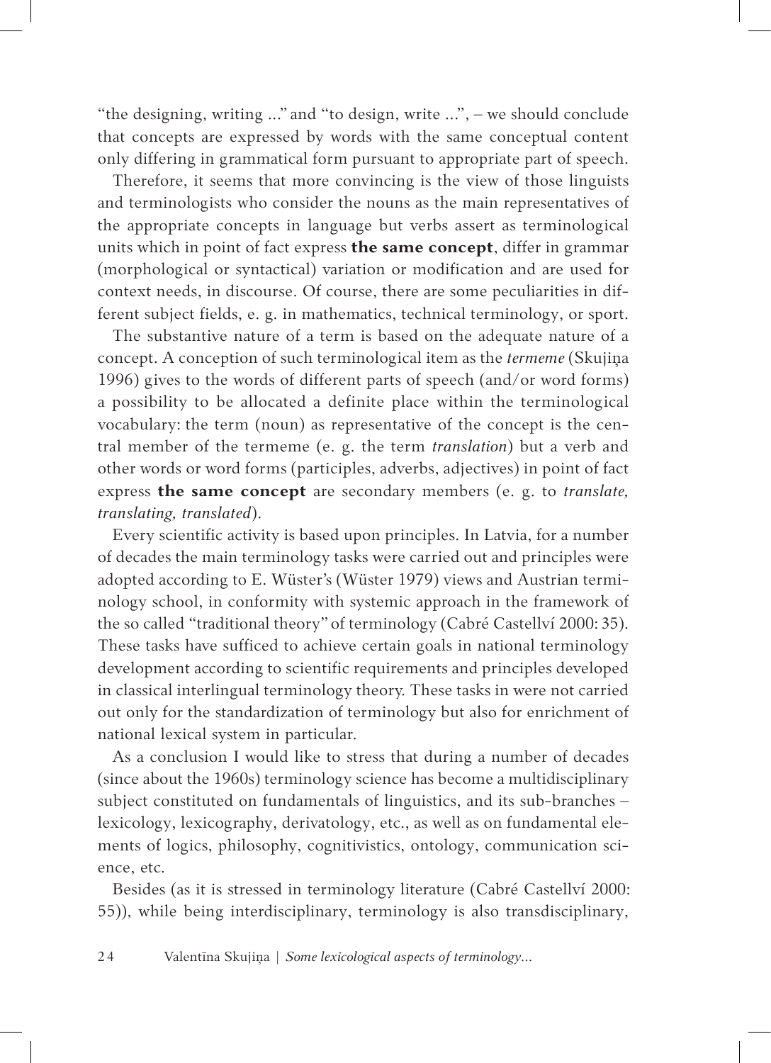"the designing, writing ..." and "to design, write ...", – we should conclude that concepts are expressed by words with the same conceptual content only differing in grammatical form pursuant to appropriate part of speech.

Therefore, it seems that more convincing is the view of those linguists and terminologists who consider the nouns as the main representatives of the appropriate concepts in language but verbs assert as terminological units which in point of fact express **the same concept**, differ in grammar (morphological or syntactical) variation or modification and are used for context needs, in discourse. Of course, there are some peculiarities in different subject fields, e. g. in mathematics, technical terminology, or sport.

The substantive nature of a term is based on the adequate nature of a concept. A conception of such terminological item as the *termeme* (Skujiņa 1996) gives to the words of different parts of speech (and/or word forms) a possibility to be allocated a definite place within the terminological vocabulary: the term (noun) as representative of the concept is the central member of the termeme (e. g. the term *translation*) but a verb and other words or word forms (participles, adverbs, adjectives) in point of fact express **the same concept** are secondary members (e. g. to *translate, translating, translated*).

Every scientific activity is based upon principles. In Latvia, for a number of decades the main terminology tasks were carried out and principles were adopted according to E. Wüster's (Wüster 1979) views and Austrian terminology school, in conformity with systemic approach in the framework of the so called "traditional theory" of terminology (Cabré Castellví 2000: 35). These tasks have sufficed to achieve certain goals in national terminology development according to scientific requirements and principles developed in classical interlingual terminology theory. These tasks in were not carried out only for the standardization of terminology but also for enrichment of national lexical system in particular.

As a conclusion I would like to stress that during a number of decades (since about the 1960s) terminology science has become a multidisciplinary subject constituted on fundamentals of linguistics, and its sub-branches – lexicology, lexicography, derivatology, etc., as well as on fundamental elements of logics, philosophy, cognitivistics, ontology, communication science, etc.

Besides (as it is stressed in terminology literature (Cabré Castellví 2000: 55)), while being interdisciplinary, terminology is also transdisciplinary,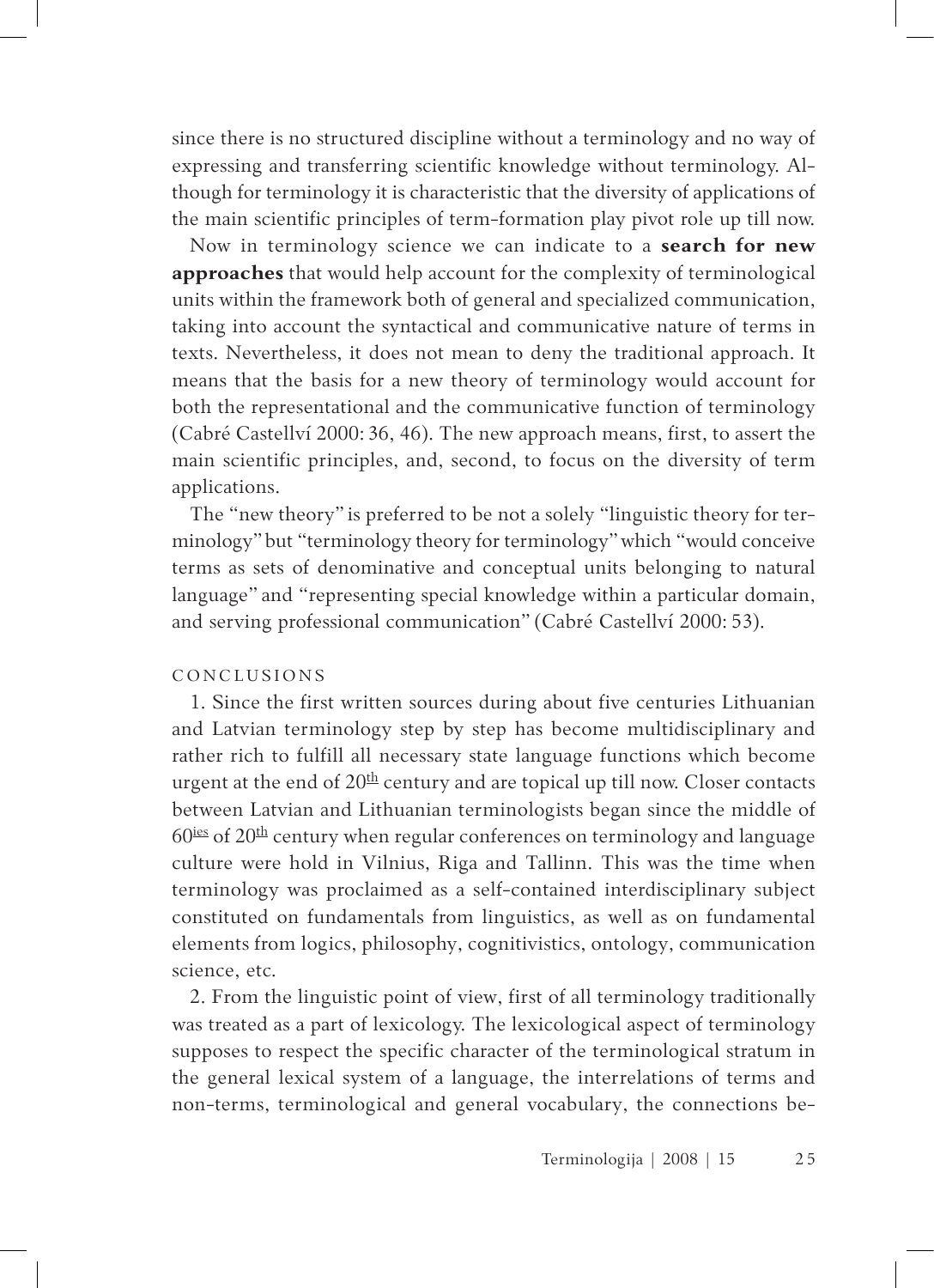since there is no structured discipline without a terminology and no way of expressing and transferring scientific knowledge without terminology. Although for terminology it is characteristic that the diversity of applications of the main scientific principles of term-formation play pivot role up till now.

Now in terminology science we can indicate to a **search for new approaches** that would help account for the complexity of terminological units within the framework both of general and specialized communication, taking into account the syntactical and communicative nature of terms in texts. Nevertheless, it does not mean to deny the traditional approach. It means that the basis for a new theory of terminology would account for both the representational and the communicative function of terminology (Cabré Castellví 2000: 36, 46). The new approach means, first, to assert the main scientific principles, and, second, to focus on the diversity of term applications.

The "new theory" is preferred to be not a solely "linguistic theory for terminology" but "terminology theory for terminology" which "would conceive terms as sets of denominative and conceptual units belonging to natural language" and "representing special knowledge within a particular domain, and serving professional communication" (Cabré Castellví 2000: 53).

## CONCLUSIONS

1. Since the first written sources during about five centuries Lithuanian and Latvian terminology step by step has become multidisciplinary and rather rich to fulfill all necessary state language functions which become urgent at the end of 20th century and are topical up till now. Closer contacts between Latvian and Lithuanian terminologists began since the middle of 60ies of 20th century when regular conferences on terminology and language culture were hold in Vilnius, Riga and Tallinn. This was the time when terminology was proclaimed as a self-contained interdisciplinary subject constituted on fundamentals from linguistics, as well as on fundamental elements from logics, philosophy, cognitivistics, ontology, communication science, etc.

2. From the linguistic point of view, first of all terminology traditionally was treated as a part of lexicology. The lexicological aspect of terminology supposes to respect the specific character of the terminological stratum in the general lexical system of a language, the interrelations of terms and non-terms, terminological and general vocabulary, the connections be-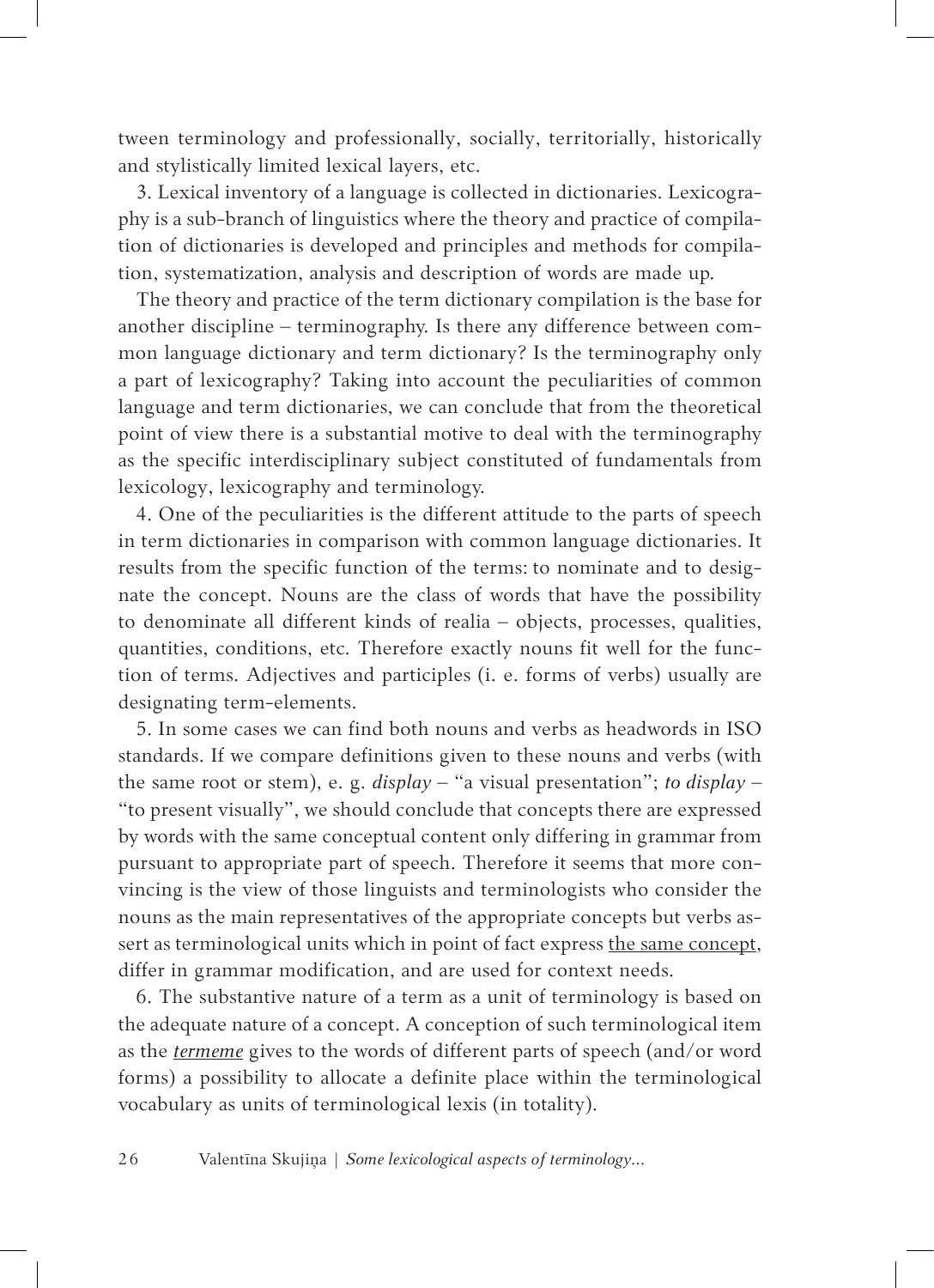tween terminology and professionally, socially, territorially, historically and stylistically limited lexical layers, etc.

3. Lexical inventory of a language is collected in dictionaries. Lexicography is a sub-branch of linguistics where the theory and practice of compilation of dictionaries is developed and principles and methods for compilation, systematization, analysis and description of words are made up.

The theory and practice of the term dictionary compilation is the base for another discipline – terminography. Is there any difference between common language dictionary and term dictionary? Is the terminography only a part of lexicography? Taking into account the peculiarities of common language and term dictionaries, we can conclude that from the theoretical point of view there is a substantial motive to deal with the terminography as the specific interdisciplinary subject constituted of fundamentals from lexicology, lexicography and terminology.

4. One of the peculiarities is the different attitude to the parts of speech in term dictionaries in comparison with common language dictionaries. It results from the specific function of the terms: to nominate and to designate the concept. Nouns are the class of words that have the possibility to denominate all different kinds of realia – objects, processes, qualities, quantities, conditions, etc. Therefore exactly nouns fit well for the function of terms. Adjectives and participles (i. e. forms of verbs) usually are designating term-elements.

5. In some cases we can find both nouns and verbs as headwords in ISO standards. If we compare definitions given to these nouns and verbs (with the same root or stem), e. g. *display* – "a visual presentation"; *to display* – "to present visually", we should conclude that concepts there are expressed by words with the same conceptual content only differing in grammar from pursuant to appropriate part of speech. Therefore it seems that more convincing is the view of those linguists and terminologists who consider the nouns as the main representatives of the appropriate concepts but verbs assert as terminological units which in point of fact express <u>the same concept</u>, differ in grammar modification, and are used for context needs.

6. The substantive nature of a term as a unit of terminology is based on the adequate nature of a concept. A conception of such terminological item as the <u>*termeme*</u> gives to the words of different parts of speech (and/or word forms) a possibility to allocate a definite place within the terminological vocabulary as units of terminological lexis (in totality).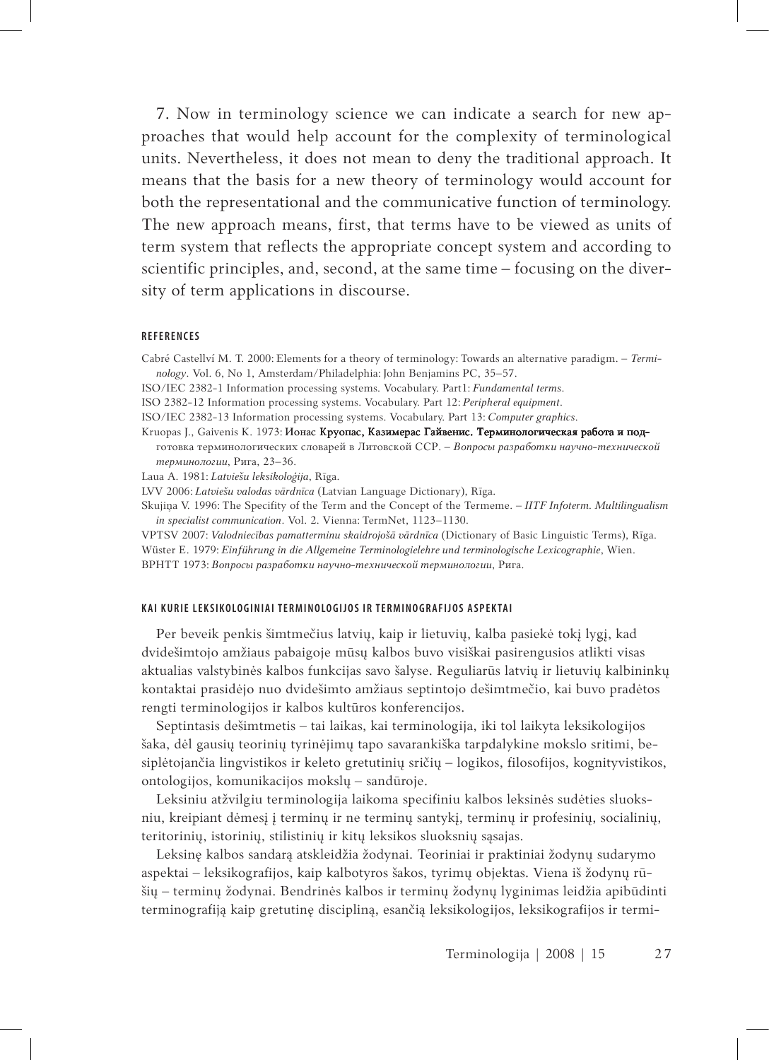7. Now in terminology science we can indicate a search for new approaches that would help account for the complexity of terminological units. Nevertheless, it does not mean to deny the traditional approach. It means that the basis for a new theory of terminology would account for both the representational and the communicative function of terminology. The new approach means, first, that terms have to be viewed as units of term system that reflects the appropriate concept system and according to scientific principles, and, second, at the same time – focusing on the diversity of term applications in discourse.

#### REFERENCES

Cabré Castellví M. T. 2000: Elements for a theory of terminology: Towards an alternative paradigm. – *Terminology*. Vol. 6, No 1, Amsterdam/Philadelphia: John Benjamins PC, 35–57.

ISO/IEC 2382-1 Information processing systems. Vocabulary. Part1: *Fundamental terms*.

ISO 2382-12 Information processing systems. Vocabulary. Part 12: *Peripheral equipment*.

ISO/IEC 2382-13 Information processing systems. Vocabulary. Part 13: *Computer graphics*.

Kruopas J., Gaivenis K. 1973: Ионас Круопас, Казимерас Гайвенис. Терминологическая работа и подготовка терминологических словарей в Литовской ССР. – *Вопросы разработки научно-технической терминологии*, Рига, 23–36.

Laua A. 1981: *Latviešu leksikoloģija*, Rīga.

LVV 2006: *Latviešu valodas vārdnīca* (Latvian Language Dictionary), Rīga.

Skujiņa V. 1996: The Specifity of the Term and the Concept of the Termeme. – *IITF Infoterm. Multilingualism in specialist communication*. Vol. 2. Vienna: TermNet, 1123–1130.

VPTSV 2007: *Valodniecības pamatterminu skaidrojošā vārdnīca* (Dictionary of Basic Linguistic Terms), Rīga.

Wüster E. 1979: *Einführung in die Allgemeine Terminologielehre und terminologische Lexicographie*, Wien.

ВРНТТ 1973: *Вопросы разработки научно-технической терминологии*, Рига.

#### KAI KURIE LEKSIKOLOGINIAI TERMINOLOGIJOS IR TERMINOGRAFIJOS ASPEKTAI

Per beveik penkis šimtmečius latvių, kaip ir lietuvių, kalba pasiekė tokį lygį, kad dvidešimtojo amžiaus pabaigoje mūsų kalbos buvo visiškai pasirengusios atlikti visas aktualias valstybinės kalbos funkcijas savo šalyse. Reguliarūs latvių ir lietuvių kalbininkų kontaktai prasidėjo nuo dvidešimto amžiaus septintojo dešimtmečio, kai buvo pradėtos rengti terminologijos ir kalbos kultūros konferencijos.

Septintasis dešimtmetis – tai laikas, kai terminologija, iki tol laikyta leksikologijos šaka, dėl gausių teorinių tyrinėjimų tapo savarankiška tarpdalykine mokslo sritimi, besiplėtojančia lingvistikos ir keleto gretutinių sričių – logikos, filosofijos, kognityvistikos, ontologijos, komunikacijos mokslų – sandūroje.

Leksiniu atžvilgiu terminologija laikoma specifiniu kalbos leksinės sudėties sluoksniu, kreipiant dėmesį į terminų ir ne terminų santykį, terminų ir profesinių, socialinių, teritorinių, istorinių, stilistinių ir kitų leksikos sluoksnių sąsajas.

Leksinę kalbos sandarą atskleidžia žodynai. Teoriniai ir praktiniai žodynų sudarymo aspektai – leksikografijos, kaip kalbotyros šakos, tyrimų objektas. Viena iš žodynų rūšių – terminų žodynai. Bendrinės kalbos ir terminų žodynų lyginimas leidžia apibūdinti terminografiją kaip gretutinę disciplilną, esančią leksikologijos, leksikografijos ir termi-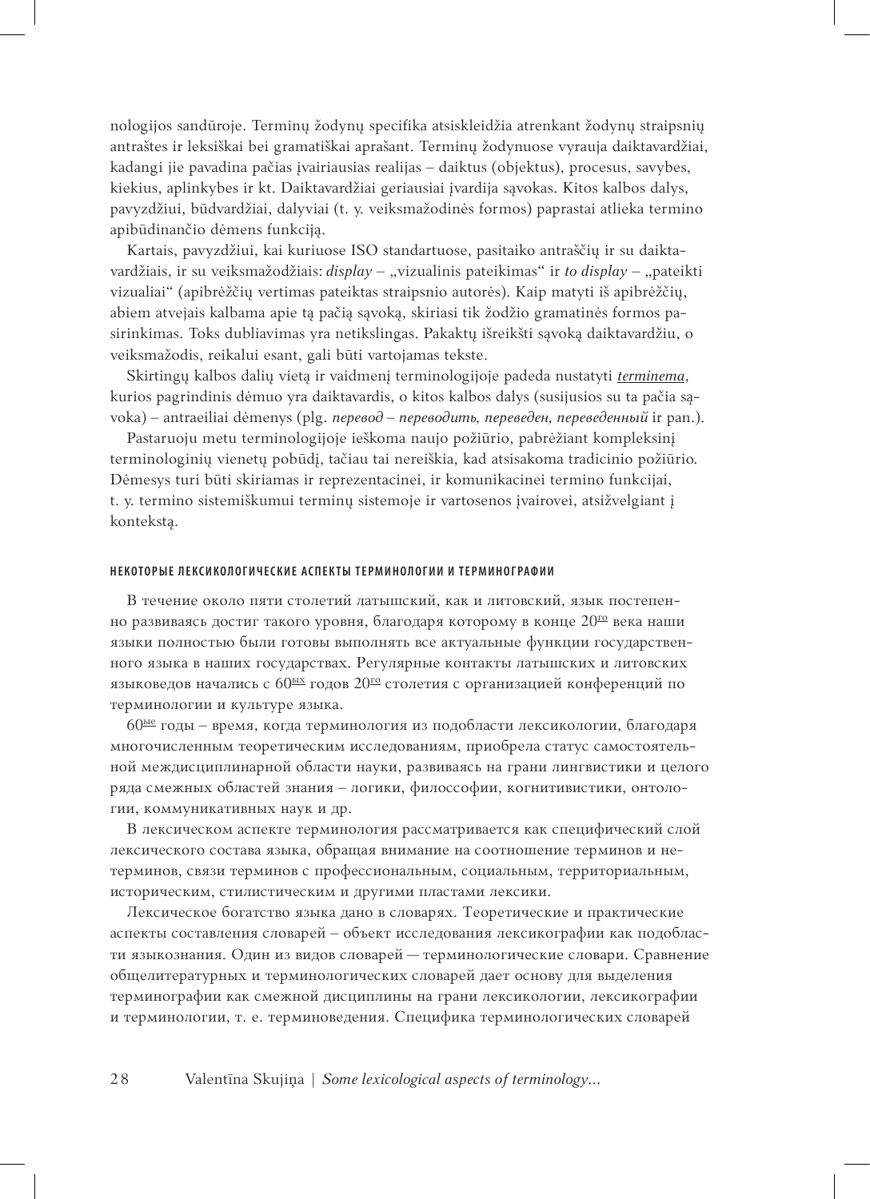nologijos sandūroje. Terminų žodynų specifika atsiskleidžia atrenkant žodynų straipsnių antraštes ir leksiškai bei gramatiškai aprašant. Terminų žodynuose vyrauja daiktavardžiai, kadangi jie pavadina pačias įvairiausias realijas – daiktus (objektus), procesus, savybes, kiekius, aplinkybes ir kt. Daiktavardžiai geriausiai įvardija sąvokas. Kitos kalbos dalys, pavyzdžiui, būdvardžiai, dalyviai (t. y. veiksmažodinės formos) paprastai atlieka termino apibūdinančio dėmens funkciją.

Kartais, pavyzdžiui, kai kuriuose ISO standartuose, pasitaiko antraščių ir su daiktavardžiais, ir su veiksmažodžiais: *display* – „vizualinis pateikimas" ir *to display* – „pateikti vizualiai" (apibrėžčių vertimas pateiktas straipsnio autorės). Kaip matyti iš apibrėžčių, abiem atvejais kalbama apie tą pačią sąvoką, skiriasi tik žodžio gramatinės formos pasirinkimas. Toks dubliavimas yra netikslingas. Pakaktų išreikšti sąvoką daiktavardžiu, o veiksmažodis, reikalui esant, gali būti vartojamas tekste.

Skirtingų kalbos dalių vietą ir vaidmenį terminologijoje padeda nustatyti ***terminema***, kurios pagrindinis dėmuo yra daiktavardis, o kitos kalbos dalys (susijusios su ta pačia sąvoka) – antraeiliai dėmenys (plg. *перевод – переводить, переведен, переведенный* ir pan.).

Pastaruoju metu terminologijoje ieškoma naujo požiūrio, pabrėžiant kompleksinį terminologinių vienetų pobūdį, tačiau tai nereiškia, kad atsisakoma tradicinio požiūrio. Dėmesys turi būti skiriamas ir reprezentacinei, ir komunikacinei termino funkcijai, t. y. termino sistemiškumui terminų sistemoje ir vartosenos įvairovei, atsižvelgiant į kontekstą.

## НЕКОТОРЫЕ ЛЕКСИКОЛОГИЧЕСКИЕ АСПЕКТЫ ТЕРМИНОЛОГИИ И ТЕРМИНОГРАФИИ

В течение около пяти столетий латышский, как и литовский, язык постепенно развиваясь достиг такого уровня, благодаря которому в конце 20го века наши языки полностью были готовы выполнять все актуальные функции государственного языка в наших государствах. Регулярные контакты латышских и литовских языковедов начались с 60ых годов 20го столетия с организацией конференций по терминологии и культуре языка.

60ые годы – время, когда терминология из подобласти лексикологии, благодаря многочисленным теоретическим исследованиям, приобрела статус самостоятельной междисциплинарной области науки, развиваясь на грани лингвистики и целого ряда смежных областей знания – логики, философсии, когнитивистики, онтологии, коммуникативных наук и др.

В лексическом аспекте терминология рассматривается как специфический слой лексического состава языка, обращая внимание на соотношение терминов и нетерминов, связи терминов с профессиональным, социальным, территориальным, историческим, стилистическим и другими пластами лексики.

Лексическое богатство языка дано в словарях. Теоретические и практические аспекты составления словарей – объект исследования лексикографии как подобласти языкознания. Один из видов словарей — терминологические словари. Сравнение общелитературных и терминологических словарей дает основу для выделения терминографии как смежной дисциплины на грани лексикологии, лексикографии и терминологии, т. е. терминоведения. Специфика терминологических словарей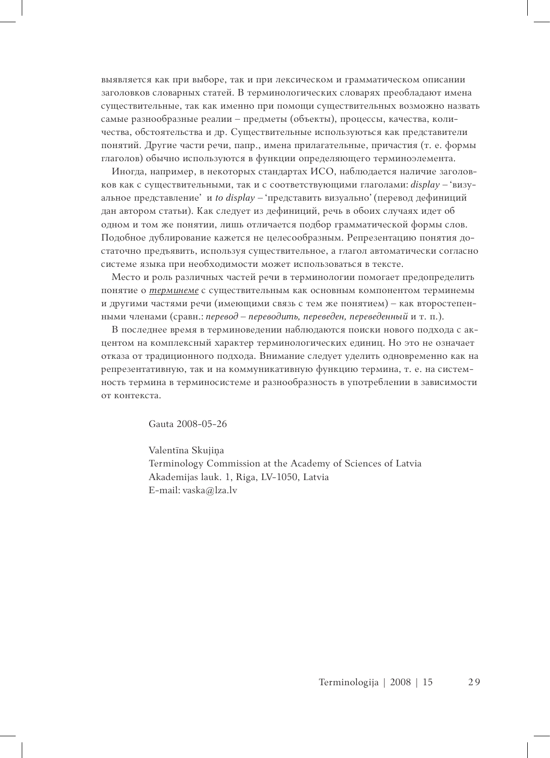выявляется как при выборе, так и при лексическом и грамматическом описании заголовков словарных статей. В терминологических словарях преобладают имена существительные, так как именно при помощи существительных возможно назвать самые разнообразные реалии – предметы (объекты), процессы, качества, количества, обстоятельства и др. Существительные используются как представители понятий. Другие части речи, напр., имена прилагательные, причастия (т. е. формы глаголов) обычно используются в функции определяющего терминоэлемента.

Иногда, например, в некоторых стандартах ИСО, наблюдается наличие заголовков как с существительными, так и с соответствующими глаголами: *display* – 'визуальное представление' и *to display* – 'представить визуально' (перевод дефиниций дан автором статьи). Как следует из дефиниций, речь в обоих случаях идет об одном и том же понятии, лишь отличается подбор грамматической формы слов. Подобное дублирование кажется не целесообразным. Репрезентацию понятия достаточно предъявить, используя существительное, а глагол автоматически согласно системе языка при необходимости может использоваться в тексте.

Место и роль различных частей речи в терминологии помогает предопределить понятие о ***терминеме*** с существительным как основным компонентом терминемы и другими частями речи (имеющими связь с тем же понятием) – как второстепенными членами (сравн.: *перевод – переводить, переведен, переведенный* и т. п.).

В последнее время в терминоведении наблюдаются поиски нового подхода с акцентом на комплексный характер терминологических единиц. Но это не означает отказа от традиционного подхода. Внимание следует уделить одновременно как на репрезентативную, так и на коммуникативную функцию термина, т. е. на системность термина в терминосистеме и разнообразность в употреблении в зависимости от контекста.

Gauta 2008-05-26

Valentīna Skujiņa
Terminology Commission at the Academy of Sciences of Latvia
Akademijas lauk. 1, Riga, LV-1050, Latvia
E-mail: vaska@lza.lv